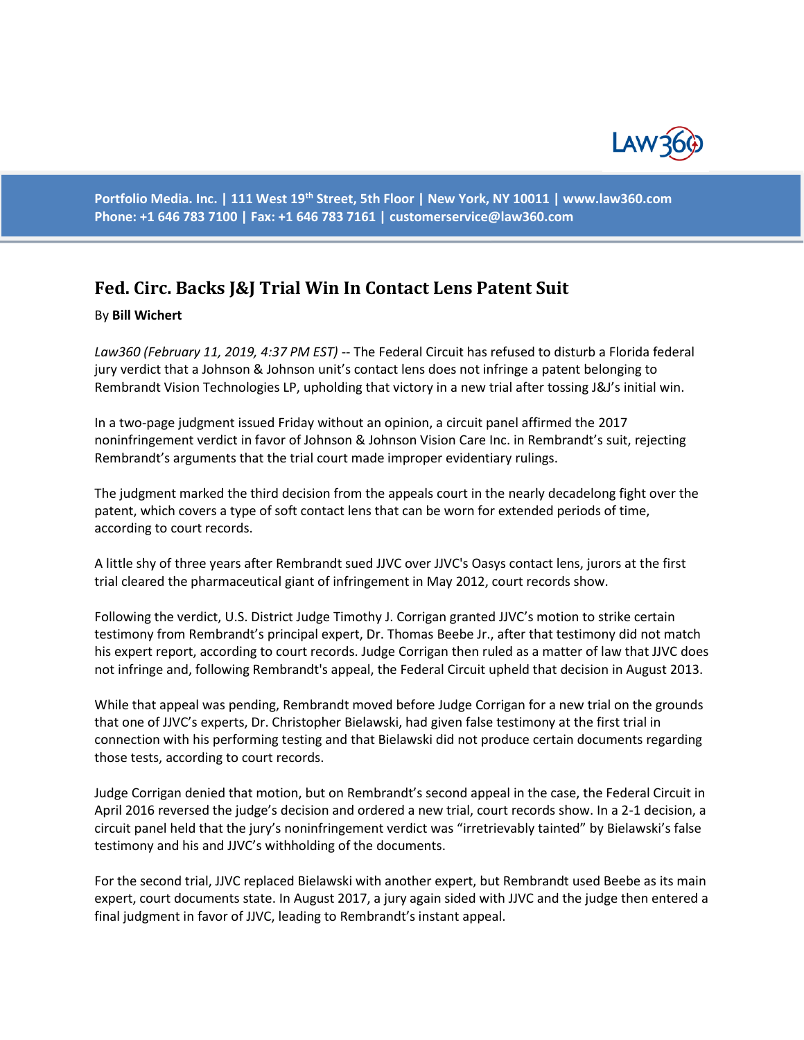# Fed. Circ. Backs J&J Trial Win In Contact Lens Patent Suit

By **Bill Wichert**

*Law360 (February 11, 2019, 4:37 PM EST)* -- The Federal Circuit has refused to disturb a Florida federal jury verdict that a Johnson & Johnson unit's contact lens does not infringe a patent belonging to Rembrandt Vision Technologies LP, upholding that victory in a new trial after tossing J&J's initial win.

In a two-page judgment issued Friday without an opinion, a circuit panel affirmed the 2017 noninfringement verdict in favor of Johnson & Johnson Vision Care Inc. in Rembrandt's suit, rejecting Rembrandt's arguments that the trial court made improper evidentiary rulings.

The judgment marked the third decision from the appeals court in the nearly decadelong fight over the patent, which covers a type of soft contact lens that can be worn for extended periods of time, according to court records.

A little shy of three years after Rembrandt sued JJVC over JJVC's Oasys contact lens, jurors at the first trial cleared the pharmaceutical giant of infringement in May 2012, court records show.

Following the verdict, U.S. District Judge Timothy J. Corrigan granted JJVC's motion to strike certain testimony from Rembrandt's principal expert, Dr. Thomas Beebe Jr., after that testimony did not match his expert report, according to court records. Judge Corrigan then ruled as a matter of law that JJVC does not infringe and, following Rembrandt's appeal, the Federal Circuit upheld that decision in August 2013.

While that appeal was pending, Rembrandt moved before Judge Corrigan for a new trial on the grounds that one of JJVC's experts, Dr. Christopher Bielawski, had given false testimony at the first trial in connection with his performing testing and that Bielawski did not produce certain documents regarding those tests, according to court records.

Judge Corrigan denied that motion, but on Rembrandt's second appeal in the case, the Federal Circuit in April 2016 reversed the judge's decision and ordered a new trial, court records show. In a 2-1 decision, a circuit panel held that the jury's noninfringement verdict was "irretrievably tainted" by Bielawski's false testimony and his and JJVC's withholding of the documents.

For the second trial, JJVC replaced Bielawski with another expert, but Rembrandt used Beebe as its main expert, court documents state. In August 2017, a jury again sided with JJVC and the judge then entered a final judgment in favor of JJVC, leading to Rembrandt's instant appeal.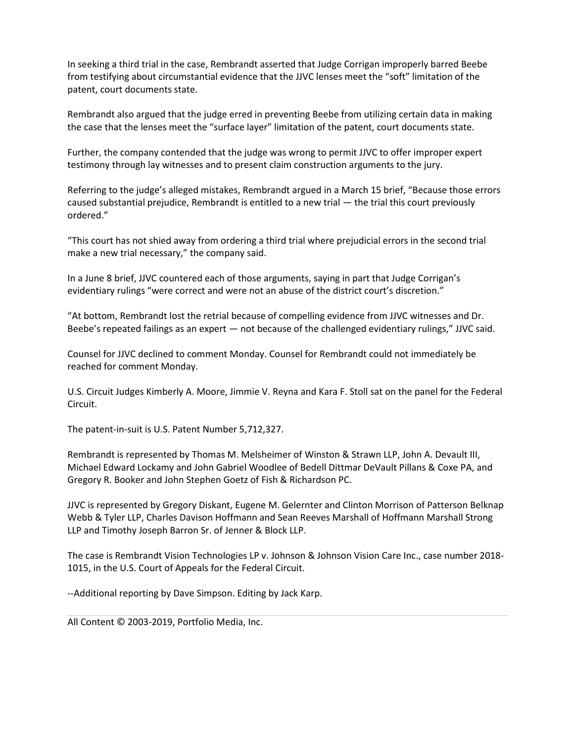In seeking a third trial in the case, Rembrandt asserted that Judge Corrigan improperly barred Beebe from testifying about circumstantial evidence that the JJVC lenses meet the "soft" limitation of the patent, court documents state.

Rembrandt also argued that the judge erred in preventing Beebe from utilizing certain data in making the case that the lenses meet the "surface layer" limitation of the patent, court documents state.

Further, the company contended that the judge was wrong to permit JJVC to offer improper expert testimony through lay witnesses and to present claim construction arguments to the jury.

Referring to the judge's alleged mistakes, Rembrandt argued in a March 15 brief, "Because those errors caused substantial prejudice, Rembrandt is entitled to a new trial — the trial this court previously ordered."

"This court has not shied away from ordering a third trial where prejudicial errors in the second trial make a new trial necessary," the company said.

In a June 8 brief, JJVC countered each of those arguments, saying in part that Judge Corrigan's evidentiary rulings "were correct and were not an abuse of the district court's discretion."

"At bottom, Rembrandt lost the retrial because of compelling evidence from JJVC witnesses and Dr. Beebe's repeated failings as an expert — not because of the challenged evidentiary rulings," JJVC said.

Counsel for JJVC declined to comment Monday. Counsel for Rembrandt could not immediately be reached for comment Monday.

U.S. Circuit Judges Kimberly A. Moore, Jimmie V. Reyna and Kara F. Stoll sat on the panel for the Federal Circuit.

The patent-in-suit is U.S. Patent Number 5,712,327.

Rembrandt is represented by Thomas M. Melsheimer of Winston & Strawn LLP, John A. Devault III, Michael Edward Lockamy and John Gabriel Woodlee of Bedell Dittmar DeVault Pillans & Coxe PA, and Gregory R. Booker and John Stephen Goetz of Fish & Richardson PC.

JJVC is represented by Gregory Diskant, Eugene M. Gelernter and Clinton Morrison of Patterson Belknap Webb & Tyler LLP, Charles Davison Hoffmann and Sean Reeves Marshall of Hoffmann Marshall Strong LLP and Timothy Joseph Barron Sr. of Jenner & Block LLP.

The case is Rembrandt Vision Technologies LP v. Johnson & Johnson Vision Care Inc., case number 2018-1015, in the U.S. Court of Appeals for the Federal Circuit.

--Additional reporting by Dave Simpson. Editing by Jack Karp.

All Content © 2003-2019, Portfolio Media, Inc.